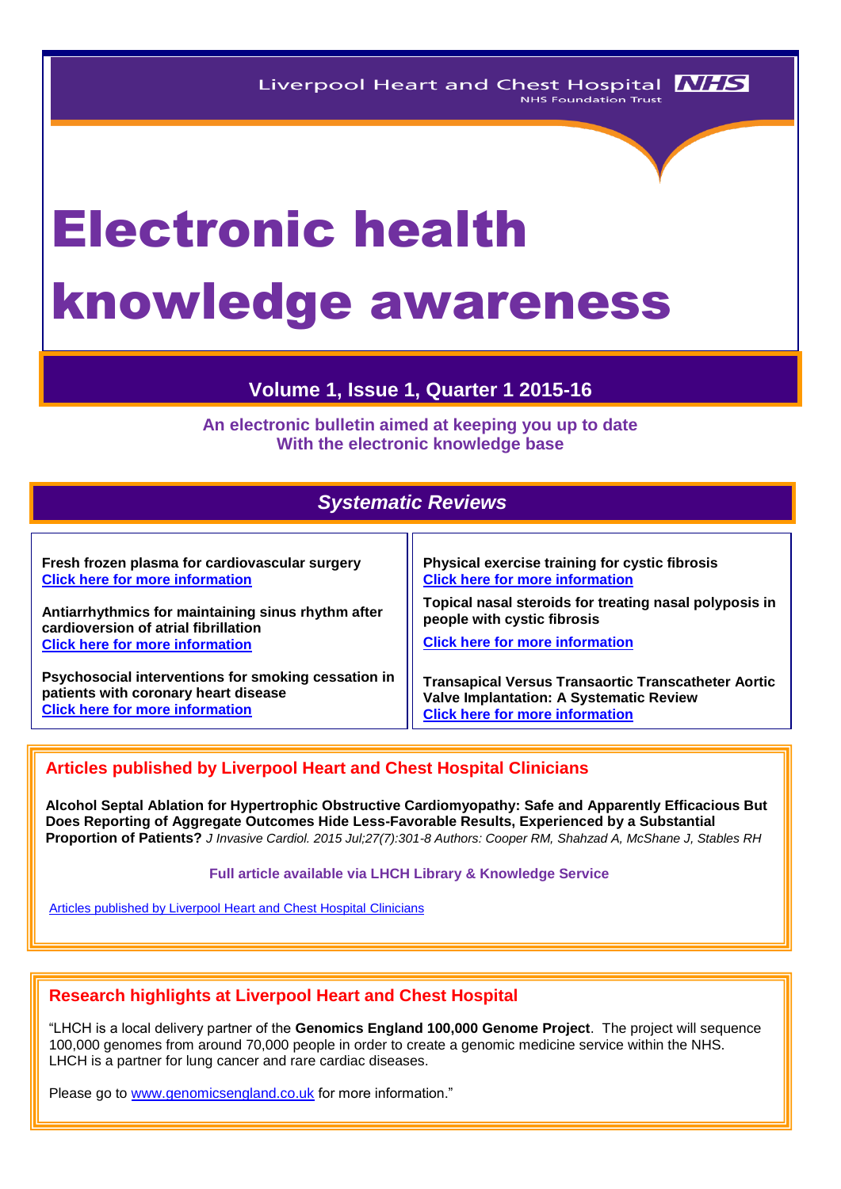Liverpool Heart and Chest Hospital NHS Foundation Trust

# Electronic health knowledge awareness

## Volume 1, Issue 1, Quarter 1 2015-16

**An electronic bulletin aimed at keeping you up to date With the electronic knowledge base**

## *Systematic Reviews*

**Fresh frozen plasma for cardiovascular surgery**
Click here for more information

**Antiarrhythmics for maintaining sinus rhythm after cardioversion of atrial fibrillation**
Click here for more information

**Psychosocial interventions for smoking cessation in patients with coronary heart disease**
Click here for more information

**Physical exercise training for cystic fibrosis**
Click here for more information

**Topical nasal steroids for treating nasal polyposis in people with cystic fibrosis**

Click here for more information

**Transapical Versus Transaortic Transcatheter Aortic Valve Implantation: A Systematic Review**
Click here for more information

## Articles published by Liverpool Heart and Chest Hospital Clinicians

**Alcohol Septal Ablation for Hypertrophic Obstructive Cardiomyopathy: Safe and Apparently Efficacious But Does Reporting of Aggregate Outcomes Hide Less-Favorable Results, Experienced by a Substantial Proportion of Patients?** *J Invasive Cardiol. 2015 Jul;27(7):301-8 Authors: Cooper RM, Shahzad A, McShane J, Stables RH*

**Full article available via LHCH Library & Knowledge Service**

Articles published by Liverpool Heart and Chest Hospital Clinicians

## Research highlights at Liverpool Heart and Chest Hospital

"LHCH is a local delivery partner of the **Genomics England 100,000 Genome Project**. The project will sequence 100,000 genomes from around 70,000 people in order to create a genomic medicine service within the NHS. LHCH is a partner for lung cancer and rare cardiac diseases.

Please go to www.genomicsengland.co.uk for more information."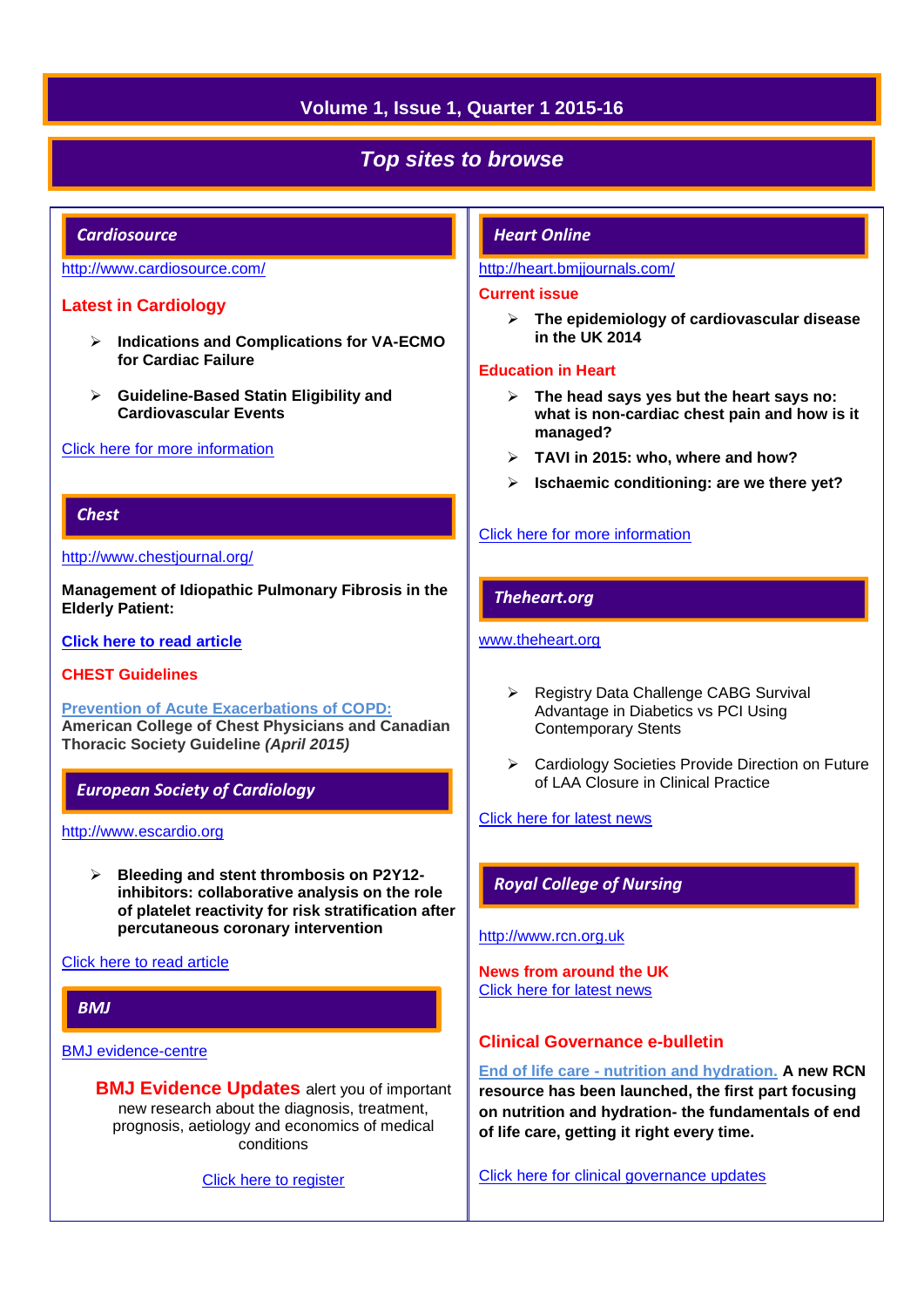Volume 1, Issue 1, Quarter 1 2015-16

# *Top sites to browse*

## *Cardiosource*

http://www.cardiosource.com/

### Latest in Cardiology

- **Indications and Complications for VA-ECMO for Cardiac Failure**
- **Guideline-Based Statin Eligibility and Cardiovascular Events**

Click here for more information

## *Chest*

http://www.chestjournal.org/

**Management of Idiopathic Pulmonary Fibrosis in the Elderly Patient:**

**Click here to read article**

### CHEST Guidelines

**Prevention of Acute Exacerbations of COPD:** **American College of Chest Physicians and Canadian Thoracic Society Guideline *(April 2015)***

## *European Society of Cardiology*

http://www.escardio.org

- **Bleeding and stent thrombosis on P2Y12-inhibitors: collaborative analysis on the role of platelet reactivity for risk stratification after percutaneous coronary intervention**

Click here to read article

## *BMJ*

BMJ evidence-centre

**BMJ Evidence Updates** alert you of important new research about the diagnosis, treatment, prognosis, aetiology and economics of medical conditions

Click here to register

## *Heart Online*

http://heart.bmjjournals.com/

### Current issue

- **The epidemiology of cardiovascular disease in the UK 2014**

### Education in Heart

- **The head says yes but the heart says no: what is non-cardiac chest pain and how is it managed?**
- **TAVI in 2015: who, where and how?**
- **Ischaemic conditioning: are we there yet?**

Click here for more information

## *Theheart.org*

www.theheart.org

- Registry Data Challenge CABG Survival Advantage in Diabetics vs PCI Using Contemporary Stents
- Cardiology Societies Provide Direction on Future of LAA Closure in Clinical Practice

Click here for latest news

## *Royal College of Nursing*

http://www.rcn.org.uk

### News from around the UK

Click here for latest news

### Clinical Governance e-bulletin

**End of life care - nutrition and hydration.** **A new RCN resource has been launched, the first part focusing on nutrition and hydration- the fundamentals of end of life care, getting it right every time.**

Click here for clinical governance updates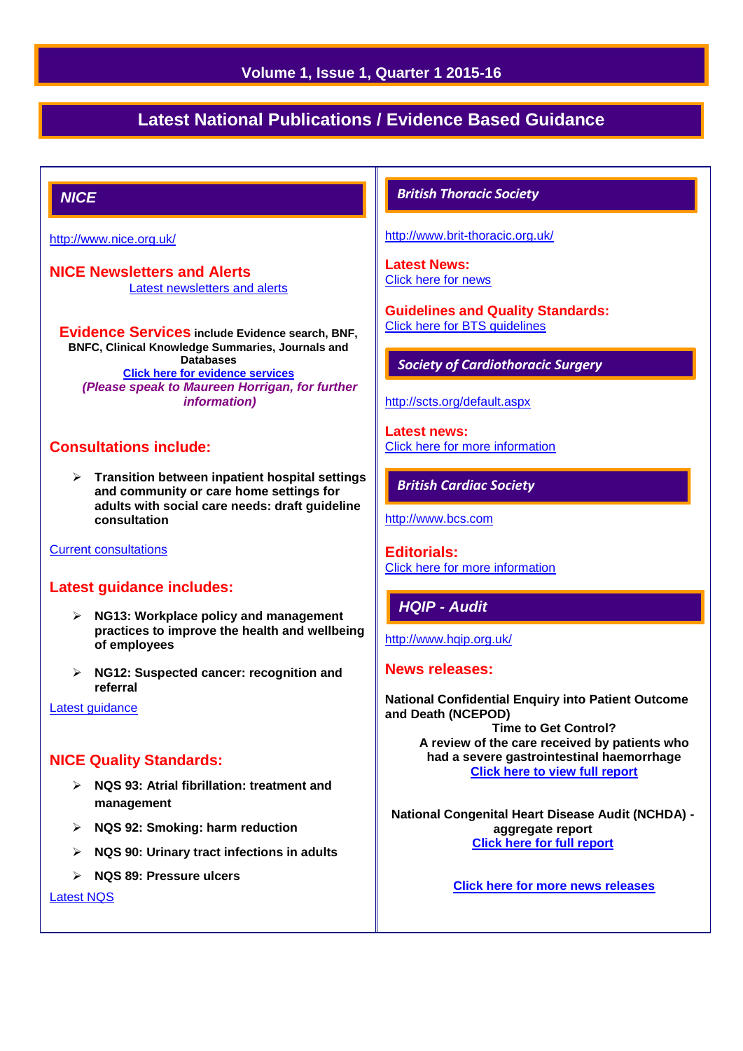Volume 1, Issue 1, Quarter 1 2015-16

# Latest National Publications / Evidence Based Guidance

## *NICE*

http://www.nice.org.uk/

### NICE Newsletters and Alerts

Latest newsletters and alerts

**Evidence Services include Evidence search, BNF, BNFC, Clinical Knowledge Summaries, Journals and Databases**

**Click here for evidence services**

***(Please speak to Maureen Horrigan, for further information)***

### Consultations include:

- **Transition between inpatient hospital settings and community or care home settings for adults with social care needs: draft guideline consultation**

Current consultations

### Latest guidance includes:

- **NG13: Workplace policy and management practices to improve the health and wellbeing of employees**
- **NG12: Suspected cancer: recognition and referral**

Latest guidance

### NICE Quality Standards:

- **NQS 93: Atrial fibrillation: treatment and management**
- **NQS 92: Smoking: harm reduction**
- **NQS 90: Urinary tract infections in adults**
- **NQS 89: Pressure ulcers**

Latest NQS

## *British Thoracic Society*

http://www.brit-thoracic.org.uk/

### Latest News:

Click here for news

### Guidelines and Quality Standards:

Click here for BTS guidelines

## *Society of Cardiothoracic Surgery*

http://scts.org/default.aspx

### Latest news:

Click here for more information

## *British Cardiac Society*

http://www.bcs.com

### Editorials:

Click here for more information

## *HQIP - Audit*

http://www.hqip.org.uk/

### News releases:

**National Confidential Enquiry into Patient Outcome and Death (NCEPOD)**

**Time to Get Control?**

**A review of the care received by patients who had a severe gastrointestinal haemorrhage**

**Click here to view full report**

**National Congenital Heart Disease Audit (NCHDA) - aggregate report**

**Click here for full report**

**Click here for more news releases**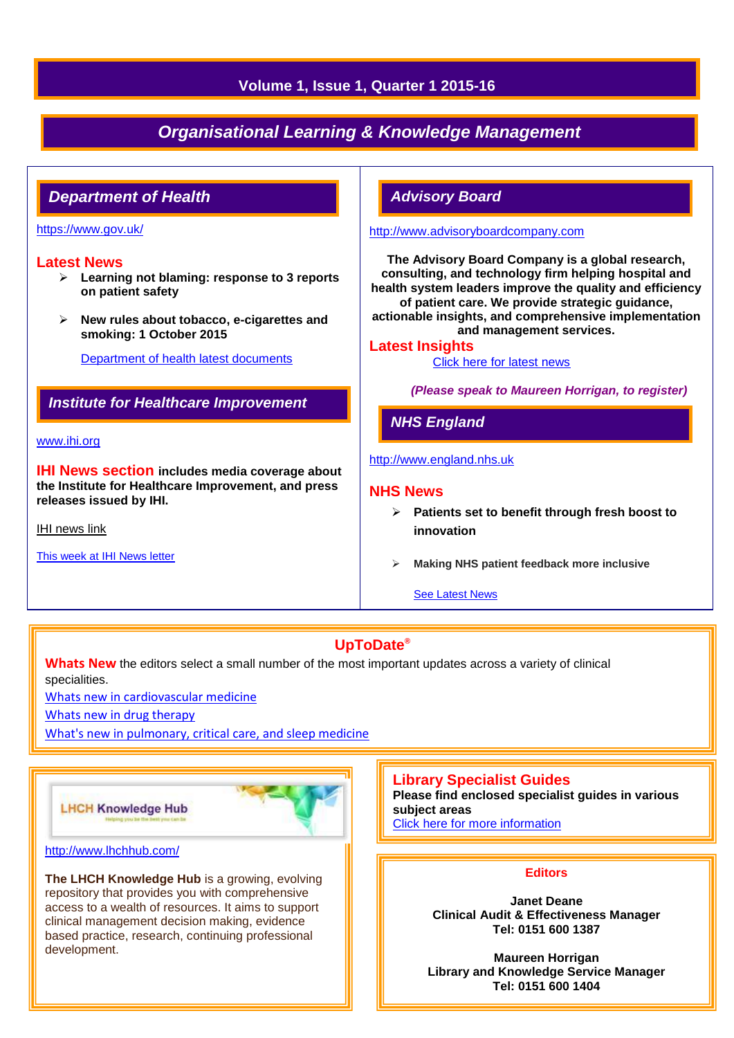Volume 1, Issue 1, Quarter 1 2015-16

# *Organisational Learning & Knowledge Management*

## *Department of Health*

https://www.gov.uk/

### Latest News

- **Learning not blaming: response to 3 reports on patient safety**
- **New rules about tobacco, e-cigarettes and smoking: 1 October 2015**

Department of health latest documents

## *Institute for Healthcare Improvement*

www.ihi.org

**IHI News section includes media coverage about the Institute for Healthcare Improvement, and press releases issued by IHI.**

IHI news link

This week at IHI News letter

## *Advisory Board*

http://www.advisoryboardcompany.com

**The Advisory Board Company is a global research, consulting, and technology firm helping hospital and health system leaders improve the quality and efficiency of patient care. We provide strategic guidance, actionable insights, and comprehensive implementation and management services.**

### Latest Insights

Click here for latest news

***(Please speak to Maureen Horrigan, to register)***

## *NHS England*

http://www.england.nhs.uk

### NHS News

- **Patients set to benefit through fresh boost to innovation**
- **Making NHS patient feedback more inclusive**

See Latest News

## UpToDate®

**Whats New** the editors select a small number of the most important updates across a variety of clinical specialities.

Whats new in cardiovascular medicine

Whats new in drug therapy

What's new in pulmonary, critical care, and sleep medicine

## LHCH Knowledge Hub

http://www.lhchhub.com/

**The LHCH Knowledge Hub** is a growing, evolving repository that provides you with comprehensive access to a wealth of resources. It aims to support clinical management decision making, evidence based practice, research, continuing professional development.

## Library Specialist Guides

**Please find enclosed specialist guides in various subject areas**

Click here for more information

## Editors

**Janet Deane**
**Clinical Audit & Effectiveness Manager**
**Tel: 0151 600 1387**

**Maureen Horrigan**
**Library and Knowledge Service Manager**
**Tel: 0151 600 1404**